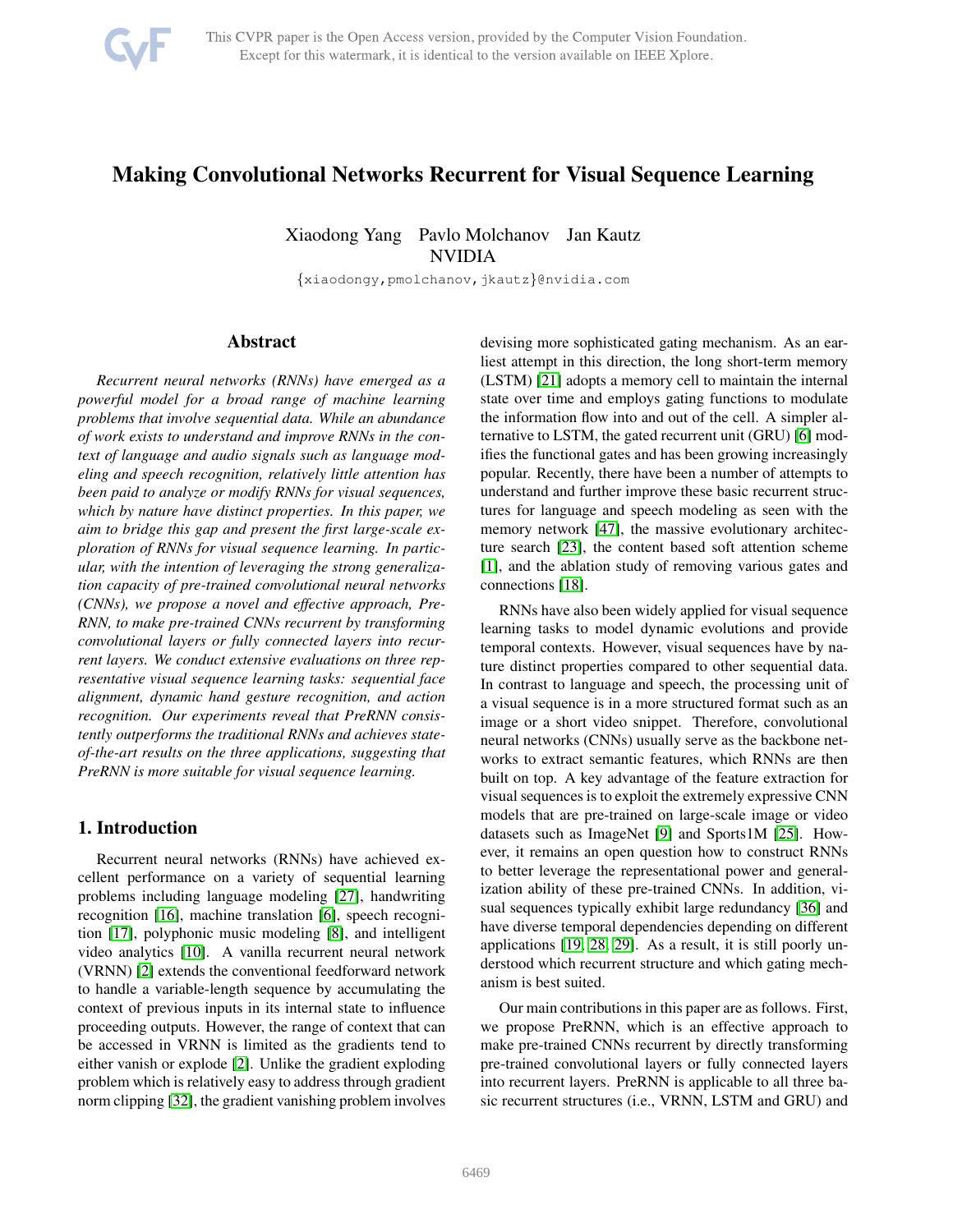# Making Convolutional Networks Recurrent for Visual Sequence Learning

Xiaodong Yang   Pavlo Molchanov   Jan Kautz
NVIDIA

{xiaodongy,pmolchanov,jkautz}@nvidia.com

## Abstract

*Recurrent neural networks (RNNs) have emerged as a powerful model for a broad range of machine learning problems that involve sequential data. While an abundance of work exists to understand and improve RNNs in the context of language and audio signals such as language modeling and speech recognition, relatively little attention has been paid to analyze or modify RNNs for visual sequences, which by nature have distinct properties. In this paper, we aim to bridge this gap and present the first large-scale exploration of RNNs for visual sequence learning. In particular, with the intention of leveraging the strong generalization capacity of pre-trained convolutional neural networks (CNNs), we propose a novel and effective approach, PreRNN, to make pre-trained CNNs recurrent by transforming convolutional layers or fully connected layers into recurrent layers. We conduct extensive evaluations on three representative visual sequence learning tasks: sequential face alignment, dynamic hand gesture recognition, and action recognition. Our experiments reveal that PreRNN consistently outperforms the traditional RNNs and achieves state-of-the-art results on the three applications, suggesting that PreRNN is more suitable for visual sequence learning.*

## 1. Introduction

Recurrent neural networks (RNNs) have achieved excellent performance on a variety of sequential learning problems including language modeling [27], handwriting recognition [16], machine translation [6], speech recognition [17], polyphonic music modeling [8], and intelligent video analytics [10]. A vanilla recurrent neural network (VRNN) [2] extends the conventional feedforward network to handle a variable-length sequence by accumulating the context of previous inputs in its internal state to influence proceeding outputs. However, the range of context that can be accessed in VRNN is limited as the gradients tend to either vanish or explode [2]. Unlike the gradient exploding problem which is relatively easy to address through gradient norm clipping [32], the gradient vanishing problem involves devising more sophisticated gating mechanism. As an earliest attempt in this direction, the long short-term memory (LSTM) [21] adopts a memory cell to maintain the internal state over time and employs gating functions to modulate the information flow into and out of the cell. A simpler alternative to LSTM, the gated recurrent unit (GRU) [6] modifies the functional gates and has been growing increasingly popular. Recently, there have been a number of attempts to understand and further improve these basic recurrent structures for language and speech modeling as seen with the memory network [47], the massive evolutionary architecture search [23], the content based soft attention scheme [1], and the ablation study of removing various gates and connections [18].

RNNs have also been widely applied for visual sequence learning tasks to model dynamic evolutions and provide temporal contexts. However, visual sequences have by nature distinct properties compared to other sequential data. In contrast to language and speech, the processing unit of a visual sequence is in a more structured format such as an image or a short video snippet. Therefore, convolutional neural networks (CNNs) usually serve as the backbone networks to extract semantic features, which RNNs are then built on top. A key advantage of the feature extraction for visual sequences is to exploit the extremely expressive CNN models that are pre-trained on large-scale image or video datasets such as ImageNet [9] and Sports1M [25]. However, it remains an open question how to construct RNNs to better leverage the representational power and generalization ability of these pre-trained CNNs. In addition, visual sequences typically exhibit large redundancy [36] and have diverse temporal dependencies depending on different applications [19, 28, 29]. As a result, it is still poorly understood which recurrent structure and which gating mechanism is best suited.

Our main contributions in this paper are as follows. First, we propose PreRNN, which is an effective approach to make pre-trained CNNs recurrent by directly transforming pre-trained convolutional layers or fully connected layers into recurrent layers. PreRNN is applicable to all three basic recurrent structures (i.e., VRNN, LSTM and GRU) and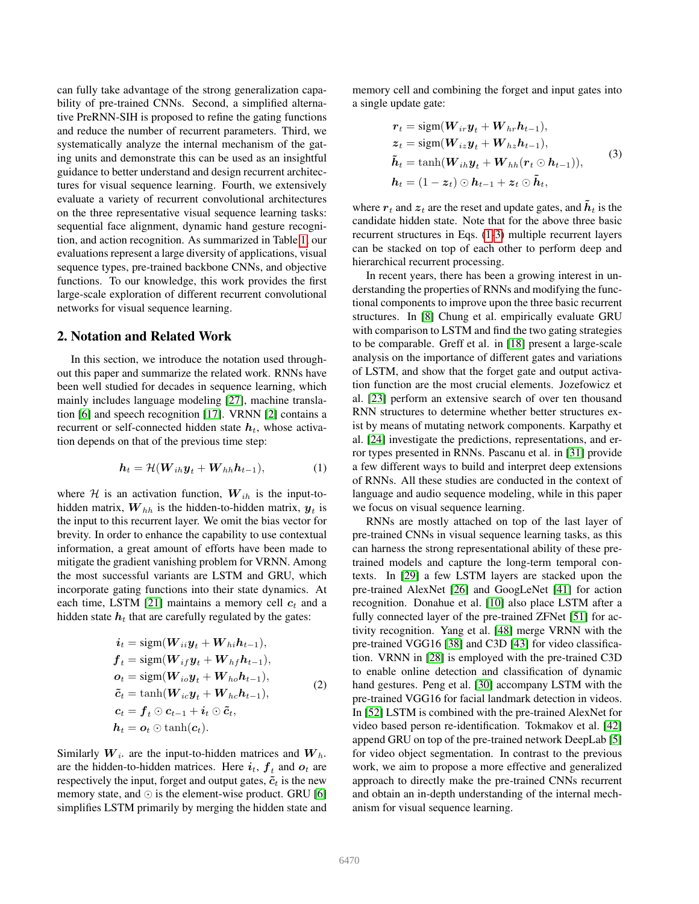can fully take advantage of the strong generalization capability of pre-trained CNNs. Second, a simplified alternative PreRNN-SIH is proposed to refine the gating functions and reduce the number of recurrent parameters. Third, we systematically analyze the internal mechanism of the gating units and demonstrate this can be used as an insightful guidance to better understand and design recurrent architectures for visual sequence learning. Fourth, we extensively evaluate a variety of recurrent convolutional architectures on the three representative visual sequence learning tasks: sequential face alignment, dynamic hand gesture recognition, and action recognition. As summarized in Table 1, our evaluations represent a large diversity of applications, visual sequence types, pre-trained backbone CNNs, and objective functions. To our knowledge, this work provides the first large-scale exploration of different recurrent convolutional networks for visual sequence learning.

## 2. Notation and Related Work

In this section, we introduce the notation used throughout this paper and summarize the related work. RNNs have been well studied for decades in sequence learning, which mainly includes language modeling [27], machine translation [6] and speech recognition [17]. VRNN [2] contains a recurrent or self-connected hidden state $\boldsymbol{h}_t$, whose activation depends on that of the previous time step:

$$\boldsymbol{h}_t = \mathcal{H}(\boldsymbol{W}_{ih}\boldsymbol{y}_t + \boldsymbol{W}_{hh}\boldsymbol{h}_{t-1}), \tag{1}$$

where $\mathcal{H}$ is an activation function, $\boldsymbol{W}_{ih}$ is the input-to-hidden matrix, $\boldsymbol{W}_{hh}$ is the hidden-to-hidden matrix, $\boldsymbol{y}_t$ is the input to this recurrent layer. We omit the bias vector for brevity. In order to enhance the capability to use contextual information, a great amount of efforts have been made to mitigate the gradient vanishing problem for VRNN. Among the most successful variants are LSTM and GRU, which incorporate gating functions into their state dynamics. At each time, LSTM [21] maintains a memory cell $\boldsymbol{c}_t$ and a hidden state $\boldsymbol{h}_t$ that are carefully regulated by the gates:

$$\begin{aligned}
\boldsymbol{i}_t &= \mathrm{sigm}(\boldsymbol{W}_{ii}\boldsymbol{y}_t + \boldsymbol{W}_{hi}\boldsymbol{h}_{t-1}), \\
\boldsymbol{f}_t &= \mathrm{sigm}(\boldsymbol{W}_{if}\boldsymbol{y}_t + \boldsymbol{W}_{hf}\boldsymbol{h}_{t-1}), \\
\boldsymbol{o}_t &= \mathrm{sigm}(\boldsymbol{W}_{io}\boldsymbol{y}_t + \boldsymbol{W}_{ho}\boldsymbol{h}_{t-1}), \\
\tilde{\boldsymbol{c}}_t &= \tanh(\boldsymbol{W}_{ic}\boldsymbol{y}_t + \boldsymbol{W}_{hc}\boldsymbol{h}_{t-1}), \\
\boldsymbol{c}_t &= \boldsymbol{f}_t \odot \boldsymbol{c}_{t-1} + \boldsymbol{i}_t \odot \tilde{\boldsymbol{c}}_t, \\
\boldsymbol{h}_t &= \boldsymbol{o}_t \odot \tanh(\boldsymbol{c}_t).
\end{aligned} \tag{2}$$

Similarly $\boldsymbol{W}_{i\cdot}$ are the input-to-hidden matrices and $\boldsymbol{W}_{h\cdot}$ are the hidden-to-hidden matrices. Here $\boldsymbol{i}_t$, $\boldsymbol{f}_t$ and $\boldsymbol{o}_t$ are respectively the input, forget and output gates, $\tilde{\boldsymbol{c}}_t$ is the new memory state, and $\odot$ is the element-wise product. GRU [6] simplifies LSTM primarily by merging the hidden state and memory cell and combining the forget and input gates into a single update gate:

$$\begin{aligned}
\boldsymbol{r}_t &= \mathrm{sigm}(\boldsymbol{W}_{ir}\boldsymbol{y}_t + \boldsymbol{W}_{hr}\boldsymbol{h}_{t-1}), \\
\boldsymbol{z}_t &= \mathrm{sigm}(\boldsymbol{W}_{iz}\boldsymbol{y}_t + \boldsymbol{W}_{hz}\boldsymbol{h}_{t-1}), \\
\tilde{\boldsymbol{h}}_t &= \tanh(\boldsymbol{W}_{ih}\boldsymbol{y}_t + \boldsymbol{W}_{hh}(\boldsymbol{r}_t \odot \boldsymbol{h}_{t-1})), \\
\boldsymbol{h}_t &= (1 - \boldsymbol{z}_t) \odot \boldsymbol{h}_{t-1} + \boldsymbol{z}_t \odot \tilde{\boldsymbol{h}}_t,
\end{aligned} \tag{3}$$

where $\boldsymbol{r}_t$ and $\boldsymbol{z}_t$ are the reset and update gates, and $\tilde{\boldsymbol{h}}_t$ is the candidate hidden state. Note that for the above three basic recurrent structures in Eqs. (1-3) multiple recurrent layers can be stacked on top of each other to perform deep and hierarchical recurrent processing.

In recent years, there has been a growing interest in understanding the properties of RNNs and modifying the functional components to improve upon the three basic recurrent structures. In [8] Chung et al. empirically evaluate GRU with comparison to LSTM and find the two gating strategies to be comparable. Greff et al. in [18] present a large-scale analysis on the importance of different gates and variations of LSTM, and show that the forget gate and output activation function are the most crucial elements. Jozefowicz et al. [23] perform an extensive search of over ten thousand RNN structures to determine whether better structures exist by means of mutating network components. Karpathy et al. [24] investigate the predictions, representations, and error types presented in RNNs. Pascanu et al. in [31] provide a few different ways to build and interpret deep extensions of RNNs. All these studies are conducted in the context of language and audio sequence modeling, while in this paper we focus on visual sequence learning.

RNNs are mostly attached on top of the last layer of pre-trained CNNs in visual sequence learning tasks, as this can harness the strong representational ability of these pre-trained models and capture the long-term temporal contexts. In [29] a few LSTM layers are stacked upon the pre-trained AlexNet [26] and GoogLeNet [41] for action recognition. Donahue et al. [10] also place LSTM after a fully connected layer of the pre-trained ZFNet [51] for activity recognition. Yang et al. [48] merge VRNN with the pre-trained VGG16 [38] and C3D [43] for video classification. VRNN in [28] is employed with the pre-trained C3D to enable online detection and classification of dynamic hand gestures. Peng et al. [30] accompany LSTM with the pre-trained VGG16 for facial landmark detection in videos. In [52] LSTM is combined with the pre-trained AlexNet for video based person re-identification. Tokmakov et al. [42] append GRU on top of the pre-trained network DeepLab [5] for video object segmentation. In contrast to the previous work, we aim to propose a more effective and generalized approach to directly make the pre-trained CNNs recurrent and obtain an in-depth understanding of the internal mechanism for visual sequence learning.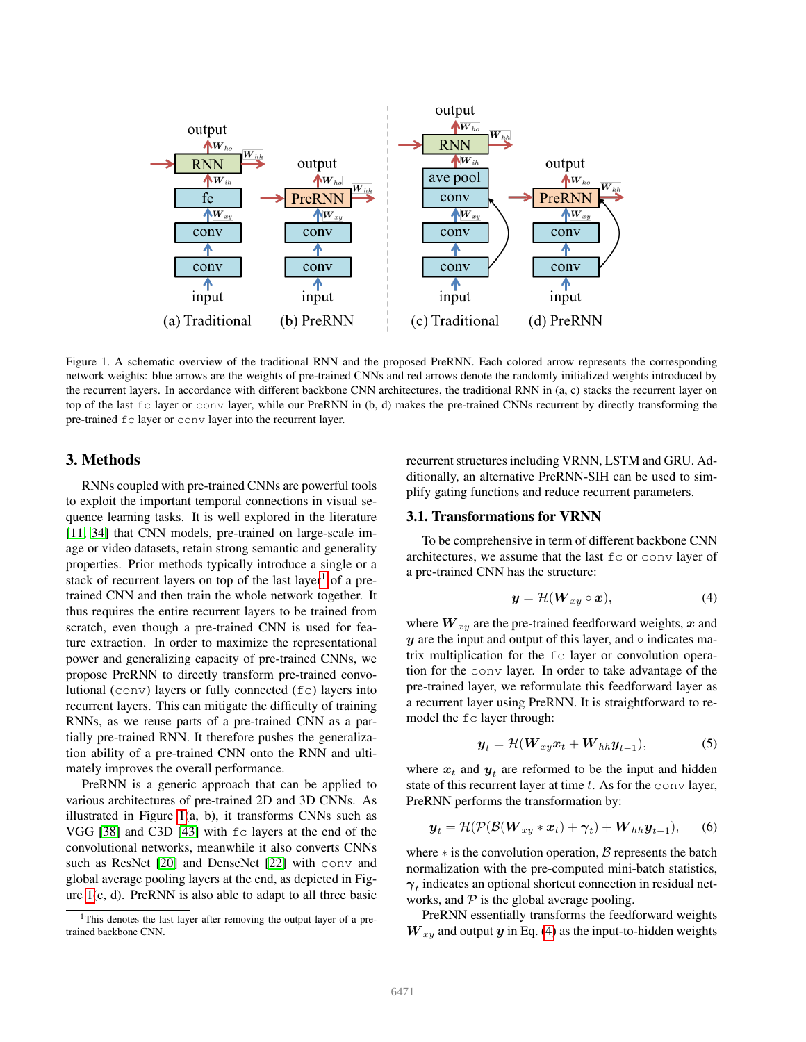Figure 1. A schematic overview of the traditional RNN and the proposed PreRNN. Each colored arrow represents the corresponding network weights: blue arrows are the weights of pre-trained CNNs and red arrows denote the randomly initialized weights introduced by the recurrent layers. In accordance with different backbone CNN architectures, the traditional RNN in (a, c) stacks the recurrent layer on top of the last `fc` layer or `conv` layer, while our PreRNN in (b, d) makes the pre-trained CNNs recurrent by directly transforming the pre-trained `fc` layer or `conv` layer into the recurrent layer.

## 3. Methods

RNNs coupled with pre-trained CNNs are powerful tools to exploit the important temporal connections in visual sequence learning tasks. It is well explored in the literature [11, 34] that CNN models, pre-trained on large-scale image or video datasets, retain strong semantic and generality properties. Prior methods typically introduce a single or a stack of recurrent layers on top of the last layer[1] of a pre-trained CNN and then train the whole network together. It thus requires the entire recurrent layers to be trained from scratch, even though a pre-trained CNN is used for feature extraction. In order to maximize the representational power and generalizing capacity of pre-trained CNNs, we propose PreRNN to directly transform pre-trained convolutional (`conv`) layers or fully connected (`fc`) layers into recurrent layers. This can mitigate the difficulty of training RNNs, as we reuse parts of a pre-trained CNN as a partially pre-trained RNN. It therefore pushes the generalization ability of a pre-trained CNN onto the RNN and ultimately improves the overall performance.

PreRNN is a generic approach that can be applied to various architectures of pre-trained 2D and 3D CNNs. As illustrated in Figure 1(a, b), it transforms CNNs such as VGG [38] and C3D [43] with `fc` layers at the end of the convolutional networks, meanwhile it also converts CNNs such as ResNet [20] and DenseNet [22] with `conv` and global average pooling layers at the end, as depicted in Figure 1(c, d). PreRNN is also able to adapt to all three basic recurrent structures including VRNN, LSTM and GRU. Additionally, an alternative PreRNN-SIH can be used to simplify gating functions and reduce recurrent parameters.

[1]This denotes the last layer after removing the output layer of a pre-trained backbone CNN.

### 3.1. Transformations for VRNN

To be comprehensive in term of different backbone CNN architectures, we assume that the last `fc` or `conv` layer of a pre-trained CNN has the structure:

$$\boldsymbol{y} = \mathcal{H}(\boldsymbol{W}_{xy} \circ \boldsymbol{x}), \tag{4}$$

where $\boldsymbol{W}_{xy}$ are the pre-trained feedforward weights, $\boldsymbol{x}$ and $\boldsymbol{y}$ are the input and output of this layer, and $\circ$ indicates matrix multiplication for the `fc` layer or convolution operation for the `conv` layer. In order to take advantage of the pre-trained layer, we reformulate this feedforward layer as a recurrent layer using PreRNN. It is straightforward to remodel the `fc` layer through:

$$\boldsymbol{y}_t = \mathcal{H}(\boldsymbol{W}_{xy}\boldsymbol{x}_t + \boldsymbol{W}_{hh}\boldsymbol{y}_{t-1}), \tag{5}$$

where $\boldsymbol{x}_t$ and $\boldsymbol{y}_t$ are reformed to be the input and hidden state of this recurrent layer at time $t$. As for the `conv` layer, PreRNN performs the transformation by:

$$\boldsymbol{y}_t = \mathcal{H}(\mathcal{P}(\mathcal{B}(\boldsymbol{W}_{xy} * \boldsymbol{x}_t) + \boldsymbol{\gamma}_t) + \boldsymbol{W}_{hh}\boldsymbol{y}_{t-1}), \tag{6}$$

where $*$ is the convolution operation, $\mathcal{B}$ represents the batch normalization with the pre-computed mini-batch statistics, $\boldsymbol{\gamma}_t$ indicates an optional shortcut connection in residual networks, and $\mathcal{P}$ is the global average pooling.

PreRNN essentially transforms the feedforward weights $\boldsymbol{W}_{xy}$ and output $\boldsymbol{y}$ in Eq. (4) as the input-to-hidden weights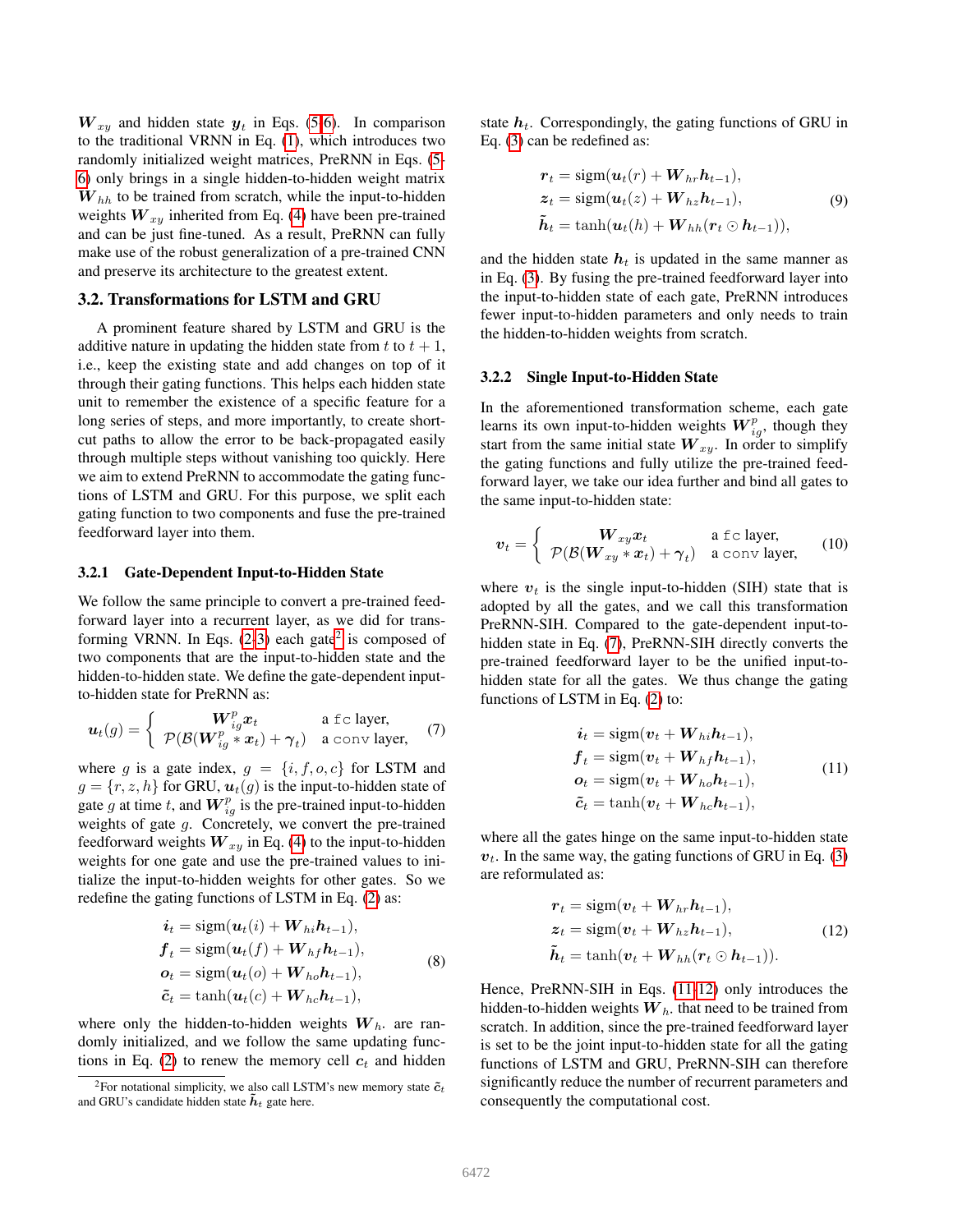$\boldsymbol{W}_{xy}$ and hidden state $\boldsymbol{y}_t$ in Eqs. (5-6). In comparison to the traditional VRNN in Eq. (1), which introduces two randomly initialized weight matrices, PreRNN in Eqs. (5-6) only brings in a single hidden-to-hidden weight matrix $\boldsymbol{W}_{hh}$ to be trained from scratch, while the input-to-hidden weights $\boldsymbol{W}_{xy}$ inherited from Eq. (4) have been pre-trained and can be just fine-tuned. As a result, PreRNN can fully make use of the robust generalization of a pre-trained CNN and preserve its architecture to the greatest extent.

## 3.2. Transformations for LSTM and GRU

A prominent feature shared by LSTM and GRU is the additive nature in updating the hidden state from $t$ to $t+1$, i.e., keep the existing state and add changes on top of it through their gating functions. This helps each hidden state unit to remember the existence of a specific feature for a long series of steps, and more importantly, to create short-cut paths to allow the error to be back-propagated easily through multiple steps without vanishing too quickly. Here we aim to extend PreRNN to accommodate the gating functions of LSTM and GRU. For this purpose, we split each gating function to two components and fuse the pre-trained feedforward layer into them.

### 3.2.1 Gate-Dependent Input-to-Hidden State

We follow the same principle to convert a pre-trained feedforward layer into a recurrent layer, as we did for transforming VRNN. In Eqs. (2-3) each gate[2] is composed of two components that are the input-to-hidden state and the hidden-to-hidden state. We define the gate-dependent input-to-hidden state for PreRNN as:

$$\boldsymbol{u}_t(g) = \begin{cases} \boldsymbol{W}_{ig}^p \boldsymbol{x}_t & \text{a fc layer,} \\ \mathcal{P}(\mathcal{B}(\boldsymbol{W}_{ig}^p * \boldsymbol{x}_t) + \boldsymbol{\gamma}_t) & \text{a conv layer,} \end{cases} \tag{7}$$

where $g$ is a gate index, $g = \{i, f, o, c\}$ for LSTM and $g = \{r, z, h\}$ for GRU, $\boldsymbol{u}_t(g)$ is the input-to-hidden state of gate $g$ at time $t$, and $\boldsymbol{W}_{ig}^p$ is the pre-trained input-to-hidden weights of gate $g$. Concretely, we convert the pre-trained feedforward weights $\boldsymbol{W}_{xy}$ in Eq. (4) to the input-to-hidden weights for one gate and use the pre-trained values to initialize the input-to-hidden weights for other gates. So we redefine the gating functions of LSTM in Eq. (2) as:

$$\begin{aligned} \boldsymbol{i}_t &= \text{sigm}(\boldsymbol{u}_t(i) + \boldsymbol{W}_{hi}\boldsymbol{h}_{t-1}), \\ \boldsymbol{f}_t &= \text{sigm}(\boldsymbol{u}_t(f) + \boldsymbol{W}_{hf}\boldsymbol{h}_{t-1}), \\ \boldsymbol{o}_t &= \text{sigm}(\boldsymbol{u}_t(o) + \boldsymbol{W}_{ho}\boldsymbol{h}_{t-1}), \\ \tilde{\boldsymbol{c}}_t &= \tanh(\boldsymbol{u}_t(c) + \boldsymbol{W}_{hc}\boldsymbol{h}_{t-1}), \end{aligned} \tag{8}$$

where only the hidden-to-hidden weights $\boldsymbol{W}_{h\cdot}$ are randomly initialized, and we follow the same updating functions in Eq. (2) to renew the memory cell $\boldsymbol{c}_t$ and hidden state $\boldsymbol{h}_t$. Correspondingly, the gating functions of GRU in Eq. (3) can be redefined as:

$$\begin{aligned} \boldsymbol{r}_t &= \text{sigm}(\boldsymbol{u}_t(r) + \boldsymbol{W}_{hr}\boldsymbol{h}_{t-1}), \\ \boldsymbol{z}_t &= \text{sigm}(\boldsymbol{u}_t(z) + \boldsymbol{W}_{hz}\boldsymbol{h}_{t-1}), \\ \tilde{\boldsymbol{h}}_t &= \tanh(\boldsymbol{u}_t(h) + \boldsymbol{W}_{hh}(\boldsymbol{r}_t \odot \boldsymbol{h}_{t-1})), \end{aligned} \tag{9}$$

and the hidden state $\boldsymbol{h}_t$ is updated in the same manner as in Eq. (3). By fusing the pre-trained feedforward layer into the input-to-hidden state of each gate, PreRNN introduces fewer input-to-hidden parameters and only needs to train the hidden-to-hidden weights from scratch.

### 3.2.2 Single Input-to-Hidden State

In the aforementioned transformation scheme, each gate learns its own input-to-hidden weights $\boldsymbol{W}_{ig}^p$, though they start from the same initial state $\boldsymbol{W}_{xy}$. In order to simplify the gating functions and fully utilize the pre-trained feedforward layer, we take our idea further and bind all gates to the same input-to-hidden state:

$$\boldsymbol{v}_t = \begin{cases} \boldsymbol{W}_{xy} \boldsymbol{x}_t & \text{a fc layer,} \\ \mathcal{P}(\mathcal{B}(\boldsymbol{W}_{xy} * \boldsymbol{x}_t) + \boldsymbol{\gamma}_t) & \text{a conv layer,} \end{cases} \tag{10}$$

where $\boldsymbol{v}_t$ is the single input-to-hidden (SIH) state that is adopted by all the gates, and we call this transformation PreRNN-SIH. Compared to the gate-dependent input-to-hidden state in Eq. (7), PreRNN-SIH directly converts the pre-trained feedforward layer to be the unified input-to-hidden state for all the gates. We thus change the gating functions of LSTM in Eq. (2) to:

$$\begin{aligned} \boldsymbol{i}_t &= \text{sigm}(\boldsymbol{v}_t + \boldsymbol{W}_{hi}\boldsymbol{h}_{t-1}), \\ \boldsymbol{f}_t &= \text{sigm}(\boldsymbol{v}_t + \boldsymbol{W}_{hf}\boldsymbol{h}_{t-1}), \\ \boldsymbol{o}_t &= \text{sigm}(\boldsymbol{v}_t + \boldsymbol{W}_{ho}\boldsymbol{h}_{t-1}), \\ \tilde{\boldsymbol{c}}_t &= \tanh(\boldsymbol{v}_t + \boldsymbol{W}_{hc}\boldsymbol{h}_{t-1}), \end{aligned} \tag{11}$$

where all the gates hinge on the same input-to-hidden state $\boldsymbol{v}_t$. In the same way, the gating functions of GRU in Eq. (3) are reformulated as:

$$\begin{aligned} \boldsymbol{r}_t &= \text{sigm}(\boldsymbol{v}_t + \boldsymbol{W}_{hr}\boldsymbol{h}_{t-1}), \\ \boldsymbol{z}_t &= \text{sigm}(\boldsymbol{v}_t + \boldsymbol{W}_{hz}\boldsymbol{h}_{t-1}), \\ \tilde{\boldsymbol{h}}_t &= \tanh(\boldsymbol{v}_t + \boldsymbol{W}_{hh}(\boldsymbol{r}_t \odot \boldsymbol{h}_{t-1})). \end{aligned} \tag{12}$$

Hence, PreRNN-SIH in Eqs. (11-12) only introduces the hidden-to-hidden weights $\boldsymbol{W}_{h\cdot}$ that need to be trained from scratch. In addition, since the pre-trained feedforward layer is set to be the joint input-to-hidden state for all the gating functions of LSTM and GRU, PreRNN-SIH can therefore significantly reduce the number of recurrent parameters and consequently the computational cost.

[2] For notational simplicity, we also call LSTM's new memory state $\tilde{\boldsymbol{c}}_t$ and GRU's candidate hidden state $\tilde{\boldsymbol{h}}_t$ gate here.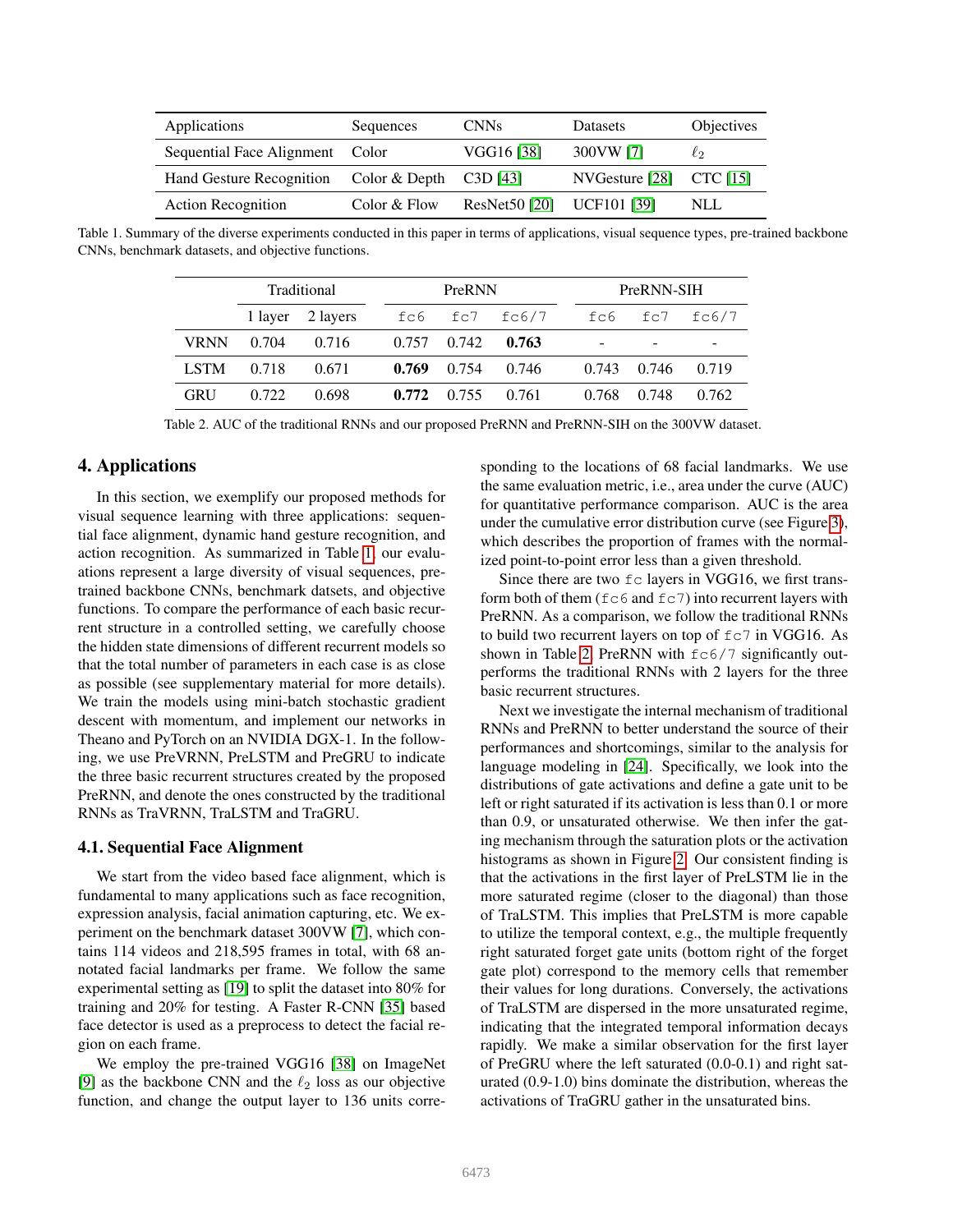| Applications | Sequences | CNNs | Datasets | Objectives |
|---|---|---|---|---|
| Sequential Face Alignment | Color | VGG16 [38] | 300VW [7] | $\ell_2$ |
| Hand Gesture Recognition | Color & Depth | C3D [43] | NVGesture [28] | CTC [15] |
| Action Recognition | Color & Flow | ResNet50 [20] | UCF101 [39] | NLL |

Table 1. Summary of the diverse experiments conducted in this paper in terms of applications, visual sequence types, pre-trained backbone CNNs, benchmark datasets, and objective functions.

| | Traditional | | PreRNN | | | PreRNN-SIH | | |
|---|---|---|---|---|---|---|---|---|
| | 1 layer | 2 layers | `fc6` | `fc7` | `fc6/7` | `fc6` | `fc7` | `fc6/7` |
| VRNN | 0.704 | 0.716 | 0.757 | 0.742 | **0.763** | - | - | - |
| LSTM | 0.718 | 0.671 | **0.769** | 0.754 | 0.746 | 0.743 | 0.746 | 0.719 |
| GRU | 0.722 | 0.698 | **0.772** | 0.755 | 0.761 | 0.768 | 0.748 | 0.762 |

Table 2. AUC of the traditional RNNs and our proposed PreRNN and PreRNN-SIH on the 300VW dataset.

## 4. Applications

In this section, we exemplify our proposed methods for visual sequence learning with three applications: sequential face alignment, dynamic hand gesture recognition, and action recognition. As summarized in Table 1, our evaluations represent a large diversity of visual sequences, pre-trained backbone CNNs, benchmark datsets, and objective functions. To compare the performance of each basic recurrent structure in a controlled setting, we carefully choose the hidden state dimensions of different recurrent models so that the total number of parameters in each case is as close as possible (see supplementary material for more details). We train the models using mini-batch stochastic gradient descent with momentum, and implement our networks in Theano and PyTorch on an NVIDIA DGX-1. In the following, we use PreVRNN, PreLSTM and PreGRU to indicate the three basic recurrent structures created by the proposed PreRNN, and denote the ones constructed by the traditional RNNs as TraVRNN, TraLSTM and TraGRU.

### 4.1. Sequential Face Alignment

We start from the video based face alignment, which is fundamental to many applications such as face recognition, expression analysis, facial animation capturing, etc. We experiment on the benchmark dataset 300VW [7], which contains 114 videos and 218,595 frames in total, with 68 annotated facial landmarks per frame. We follow the same experimental setting as [19] to split the dataset into 80% for training and 20% for testing. A Faster R-CNN [35] based face detector is used as a preprocess to detect the facial region on each frame.

We employ the pre-trained VGG16 [38] on ImageNet [9] as the backbone CNN and the $\ell_2$ loss as our objective function, and change the output layer to 136 units corresponding to the locations of 68 facial landmarks. We use the same evaluation metric, i.e., area under the curve (AUC) for quantitative performance comparison. AUC is the area under the cumulative error distribution curve (see Figure 3), which describes the proportion of frames with the normalized point-to-point error less than a given threshold.

Since there are two `fc` layers in VGG16, we first transform both of them (`fc6` and `fc7`) into recurrent layers with PreRNN. As a comparison, we follow the traditional RNNs to build two recurrent layers on top of `fc7` in VGG16. As shown in Table 2, PreRNN with `fc6/7` significantly outperforms the traditional RNNs with 2 layers for the three basic recurrent structures.

Next we investigate the internal mechanism of traditional RNNs and PreRNN to better understand the source of their performances and shortcomings, similar to the analysis for language modeling in [24]. Specifically, we look into the distributions of gate activations and define a gate unit to be left or right saturated if its activation is less than 0.1 or more than 0.9, or unsaturated otherwise. We then infer the gating mechanism through the saturation plots or the activation histograms as shown in Figure 2. Our consistent finding is that the activations in the first layer of PreLSTM lie in the more saturated regime (closer to the diagonal) than those of TraLSTM. This implies that PreLSTM is more capable to utilize the temporal context, e.g., the multiple frequently right saturated forget gate units (bottom right of the forget gate plot) correspond to the memory cells that remember their values for long durations. Conversely, the activations of TraLSTM are dispersed in the more unsaturated regime, indicating that the integrated temporal information decays rapidly. We make a similar observation for the first layer of PreGRU where the left saturated (0.0-0.1) and right saturated (0.9-1.0) bins dominate the distribution, whereas the activations of TraGRU gather in the unsaturated bins.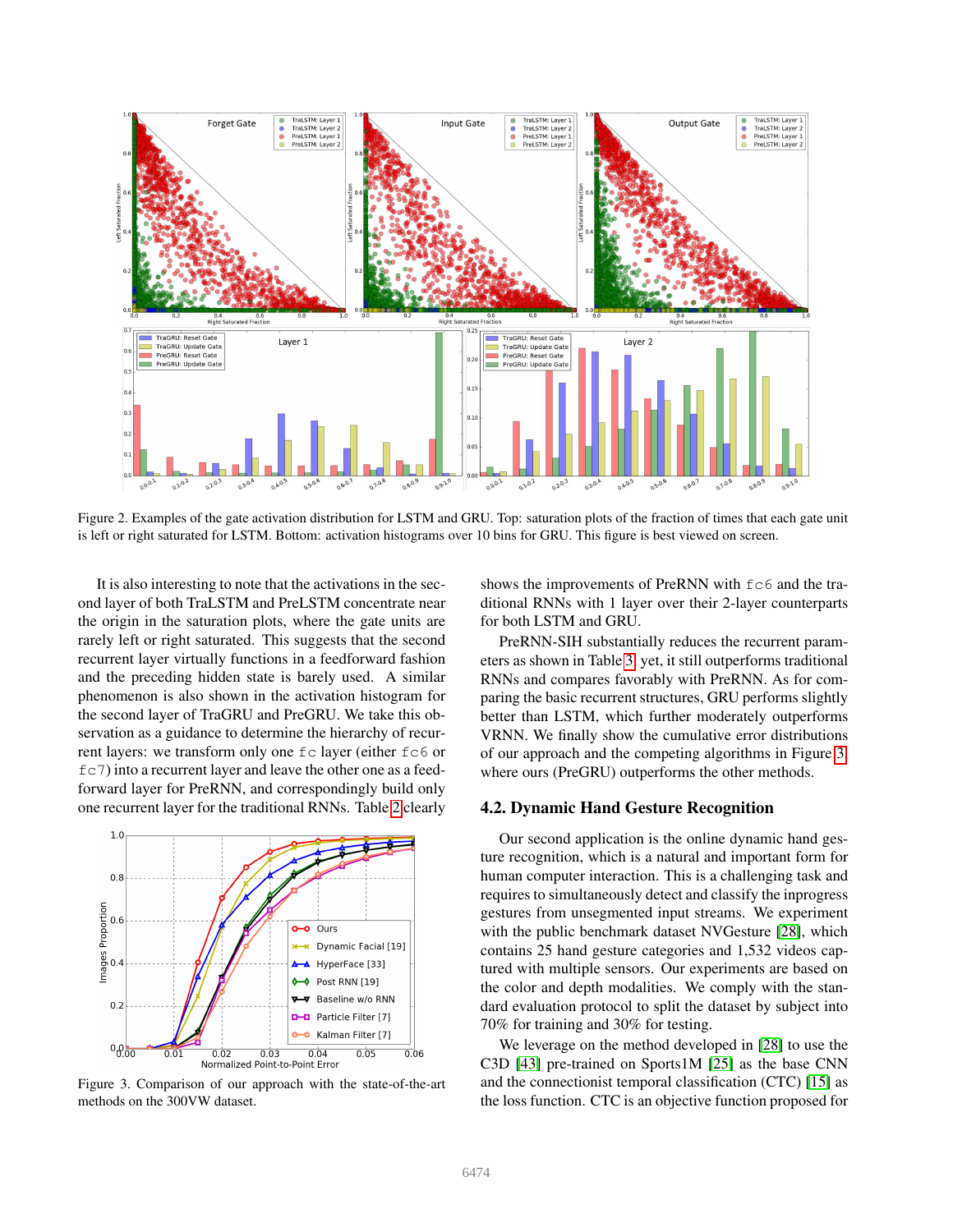Figure 2. Examples of the gate activation distribution for LSTM and GRU. Top: saturation plots of the fraction of times that each gate unit is left or right saturated for LSTM. Bottom: activation histograms over 10 bins for GRU. This figure is best viewed on screen.

It is also interesting to note that the activations in the second layer of both TraLSTM and PreLSTM concentrate near the origin in the saturation plots, where the gate units are rarely left or right saturated. This suggests that the second recurrent layer virtually functions in a feedforward fashion and the preceding hidden state is barely used. A similar phenomenon is also shown in the activation histogram for the second layer of TraGRU and PreGRU. We take this observation as a guidance to determine the hierarchy of recurrent layers: we transform only one `fc` layer (either `fc6` or `fc7`) into a recurrent layer and leave the other one as a feedforward layer for PreRNN, and correspondingly build only one recurrent layer for the traditional RNNs. Table 2 clearly shows the improvements of PreRNN with `fc6` and the traditional RNNs with 1 layer over their 2-layer counterparts for both LSTM and GRU.

PreRNN-SIH substantially reduces the recurrent parameters as shown in Table 3, yet, it still outperforms traditional RNNs and compares favorably with PreRNN. As for comparing the basic recurrent structures, GRU performs slightly better than LSTM, which further moderately outperforms VRNN. We finally show the cumulative error distributions of our approach and the competing algorithms in Figure 3, where ours (PreGRU) outperforms the other methods.

Figure 3. Comparison of our approach with the state-of-the-art methods on the 300VW dataset.

### 4.2. Dynamic Hand Gesture Recognition

Our second application is the online dynamic hand gesture recognition, which is a natural and important form for human computer interaction. This is a challenging task and requires to simultaneously detect and classify the inprogress gestures from unsegmented input streams. We experiment with the public benchmark dataset NVGesture [28], which contains 25 hand gesture categories and 1,532 videos captured with multiple sensors. Our experiments are based on the color and depth modalities. We comply with the standard evaluation protocol to split the dataset by subject into 70% for training and 30% for testing.

We leverage on the method developed in [28] to use the C3D [43] pre-trained on Sports1M [25] as the base CNN and the connectionist temporal classification (CTC) [15] as the loss function. CTC is an objective function proposed for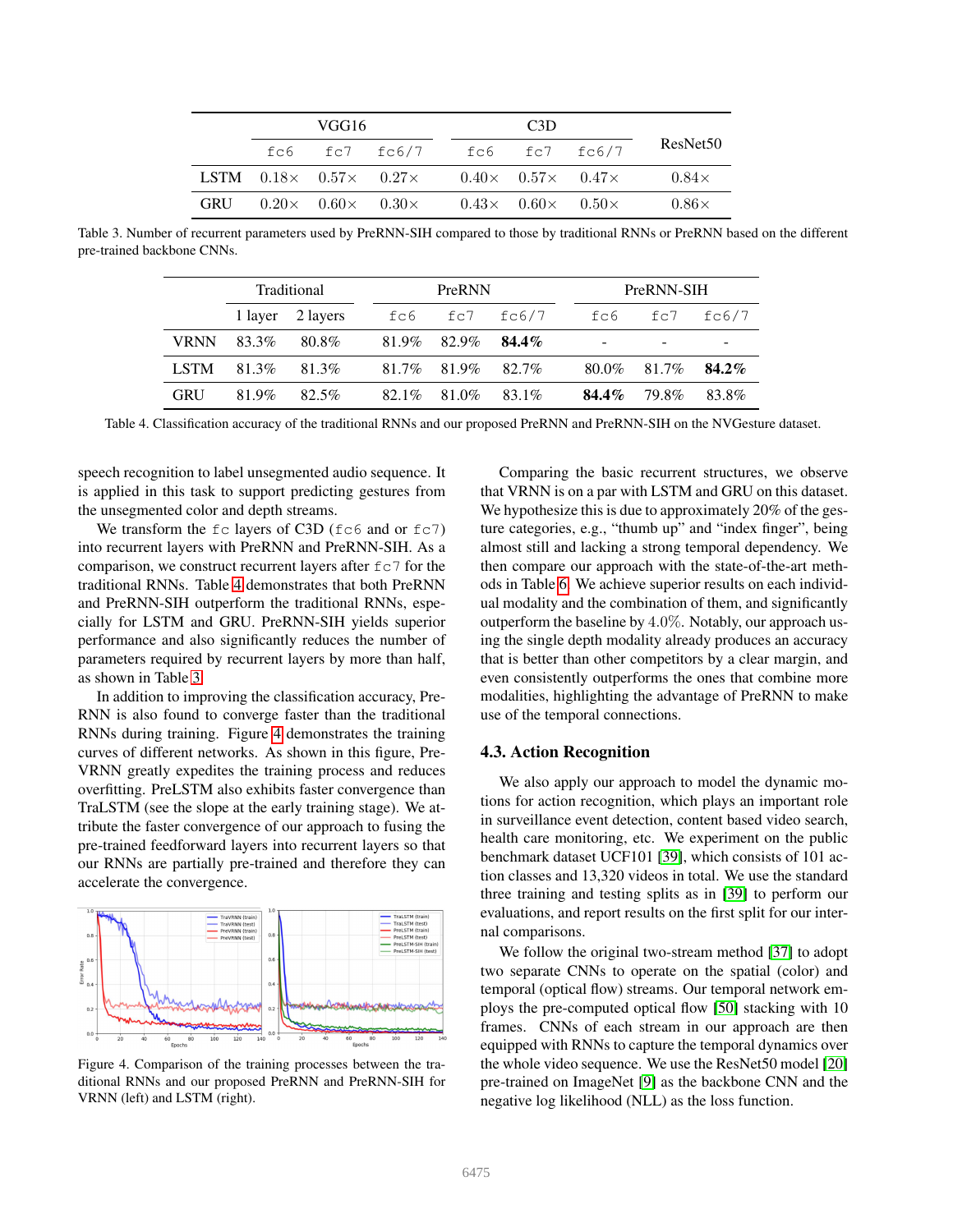| | VGG16 | | | C3D | | | ResNet50 |
|---|---|---|---|---|---|---|---|
| | `fc6` | `fc7` | `fc6/7` | `fc6` | `fc7` | `fc6/7` | |
| LSTM | 0.18× | 0.57× | 0.27× | 0.40× | 0.57× | 0.47× | 0.84× |
| GRU | 0.20× | 0.60× | 0.30× | 0.43× | 0.60× | 0.50× | 0.86× |

Table 3. Number of recurrent parameters used by PreRNN-SIH compared to those by traditional RNNs or PreRNN based on the different pre-trained backbone CNNs.

| | Traditional | | PreRNN | | | PreRNN-SIH | | |
|---|---|---|---|---|---|---|---|---|
| | 1 layer | 2 layers | `fc6` | `fc7` | `fc6/7` | `fc6` | `fc7` | `fc6/7` |
| VRNN | 83.3% | 80.8% | 81.9% | 82.9% | **84.4%** | - | - | - |
| LSTM | 81.3% | 81.3% | 81.7% | 81.9% | 82.7% | 80.0% | 81.7% | **84.2%** |
| GRU | 81.9% | 82.5% | 82.1% | 81.0% | 83.1% | **84.4%** | 79.8% | 83.8% |

Table 4. Classification accuracy of the traditional RNNs and our proposed PreRNN and PreRNN-SIH on the NVGesture dataset.

speech recognition to label unsegmented audio sequence. It is applied in this task to support predicting gestures from the unsegmented color and depth streams.

We transform the `fc` layers of C3D (`fc6` and or `fc7`) into recurrent layers with PreRNN and PreRNN-SIH. As a comparison, we construct recurrent layers after `fc7` for the traditional RNNs. Table 4 demonstrates that both PreRNN and PreRNN-SIH outperform the traditional RNNs, especially for LSTM and GRU. PreRNN-SIH yields superior performance and also significantly reduces the number of parameters required by recurrent layers by more than half, as shown in Table 3.

In addition to improving the classification accuracy, PreRNN is also found to converge faster than the traditional RNNs during training. Figure 4 demonstrates the training curves of different networks. As shown in this figure, PreVRNN greatly expedites the training process and reduces overfitting. PreLSTM also exhibits faster convergence than TraLSTM (see the slope at the early training stage). We attribute the faster convergence of our approach to fusing the pre-trained feedforward layers into recurrent layers so that our RNNs are partially pre-trained and therefore they can accelerate the convergence.

Figure 4. Comparison of the training processes between the traditional RNNs and our proposed PreRNN and PreRNN-SIH for VRNN (left) and LSTM (right).

Comparing the basic recurrent structures, we observe that VRNN is on a par with LSTM and GRU on this dataset. We hypothesize this is due to approximately 20% of the gesture categories, e.g., "thumb up" and "index finger", being almost still and lacking a strong temporal dependency. We then compare our approach with the state-of-the-art methods in Table 6. We achieve superior results on each individual modality and the combination of them, and significantly outperform the baseline by 4.0%. Notably, our approach using the single depth modality already produces an accuracy that is better than other competitors by a clear margin, and even consistently outperforms the ones that combine more modalities, highlighting the advantage of PreRNN to make use of the temporal connections.

### 4.3. Action Recognition

We also apply our approach to model the dynamic motions for action recognition, which plays an important role in surveillance event detection, content based video search, health care monitoring, etc. We experiment on the public benchmark dataset UCF101 [39], which consists of 101 action classes and 13,320 videos in total. We use the standard three training and testing splits as in [39] to perform our evaluations, and report results on the first split for our internal comparisons.

We follow the original two-stream method [37] to adopt two separate CNNs to operate on the spatial (color) and temporal (optical flow) streams. Our temporal network employs the pre-computed optical flow [50] stacking with 10 frames. CNNs of each stream in our approach are then equipped with RNNs to capture the temporal dynamics over the whole video sequence. We use the ResNet50 model [20] pre-trained on ImageNet [9] as the backbone CNN and the negative log likelihood (NLL) as the loss function.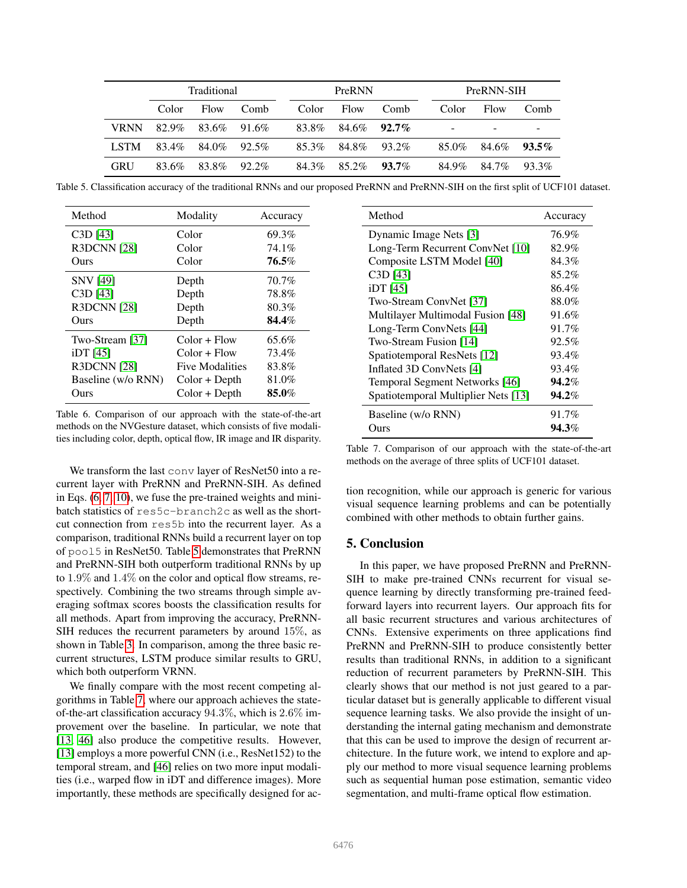| | Traditional | | | PreRNN | | | PreRNN-SIH | | |
|---|---|---|---|---|---|---|---|---|---|
| | Color | Flow | Comb | Color | Flow | Comb | Color | Flow | Comb |
| VRNN | 82.9% | 83.6% | 91.6% | 83.8% | 84.6% | **92.7%** | - | - | - |
| LSTM | 83.4% | 84.0% | 92.5% | 85.3% | 84.8% | 93.2% | 85.0% | 84.6% | **93.5%** |
| GRU | 83.6% | 83.8% | 92.2% | 84.3% | 85.2% | **93.7%** | 84.9% | 84.7% | 93.3% |

Table 5. Classification accuracy of the traditional RNNs and our proposed PreRNN and PreRNN-SIH on the first split of UCF101 dataset.

| Method | Modality | Accuracy |
|---|---|---|
| C3D [43] | Color | 69.3% |
| R3DCNN [28] | Color | 74.1% |
| Ours | Color | **76.5%** |
| SNV [49] | Depth | 70.7% |
| C3D [43] | Depth | 78.8% |
| R3DCNN [28] | Depth | 80.3% |
| Ours | Depth | **84.4%** |
| Two-Stream [37] | Color + Flow | 65.6% |
| iDT [45] | Color + Flow | 73.4% |
| R3DCNN [28] | Five Modalities | 83.8% |
| Baseline (w/o RNN) | Color + Depth | 81.0% |
| Ours | Color + Depth | **85.0%** |

Table 6. Comparison of our approach with the state-of-the-art methods on the NVGesture dataset, which consists of five modalities including color, depth, optical flow, IR image and IR disparity.

We transform the last conv layer of ResNet50 into a recurrent layer with PreRNN and PreRNN-SIH. As defined in Eqs. (6, 7, 10), we fuse the pre-trained weights and mini-batch statistics of res5c-branch2c as well as the shortcut connection from res5b into the recurrent layer. As a comparison, traditional RNNs build a recurrent layer on top of pool5 in ResNet50. Table 5 demonstrates that PreRNN and PreRNN-SIH both outperform traditional RNNs by up to 1.9% and 1.4% on the color and optical flow streams, respectively. Combining the two streams through simple averaging softmax scores boosts the classification results for all methods. Apart from improving the accuracy, PreRNN-SIH reduces the recurrent parameters by around 15%, as shown in Table 3. In comparison, among the three basic recurrent structures, LSTM produce similar results to GRU, which both outperform VRNN.

We finally compare with the most recent competing algorithms in Table 7, where our approach achieves the state-of-the-art classification accuracy 94.3%, which is 2.6% improvement over the baseline. In particular, we note that [13, 46] also produce the competitive results. However, [13] employs a more powerful CNN (i.e., ResNet152) to the temporal stream, and [46] relies on two more input modalities (i.e., warped flow in iDT and difference images). More importantly, these methods are specifically designed for action recognition, while our approach is generic for various visual sequence learning problems and can be potentially combined with other methods to obtain further gains.

| Method | Accuracy |
|---|---|
| Dynamic Image Nets [3] | 76.9% |
| Long-Term Recurrent ConvNet [10] | 82.9% |
| Composite LSTM Model [40] | 84.3% |
| C3D [43] | 85.2% |
| iDT [45] | 86.4% |
| Two-Stream ConvNet [37] | 88.0% |
| Multilayer Multimodal Fusion [48] | 91.6% |
| Long-Term ConvNets [44] | 91.7% |
| Two-Stream Fusion [14] | 92.5% |
| Spatiotemporal ResNets [12] | 93.4% |
| Inflated 3D ConvNets [4] | 93.4% |
| Temporal Segment Networks [46] | **94.2%** |
| Spatiotemporal Multiplier Nets [13] | **94.2%** |
| Baseline (w/o RNN) | 91.7% |
| Ours | **94.3%** |

Table 7. Comparison of our approach with the state-of-the-art methods on the average of three splits of UCF101 dataset.

## 5. Conclusion

In this paper, we have proposed PreRNN and PreRNN-SIH to make pre-trained CNNs recurrent for visual sequence learning by directly transforming pre-trained feed-forward layers into recurrent layers. Our approach fits for all basic recurrent structures and various architectures of CNNs. Extensive experiments on three applications find PreRNN and PreRNN-SIH to produce consistently better results than traditional RNNs, in addition to a significant reduction of recurrent parameters by PreRNN-SIH. This clearly shows that our method is not just geared to a particular dataset but is generally applicable to different visual sequence learning tasks. We also provide the insight of understanding the internal gating mechanism and demonstrate that this can be used to improve the design of recurrent architecture. In the future work, we intend to explore and apply our method to more visual sequence learning problems such as sequential human pose estimation, semantic video segmentation, and multi-frame optical flow estimation.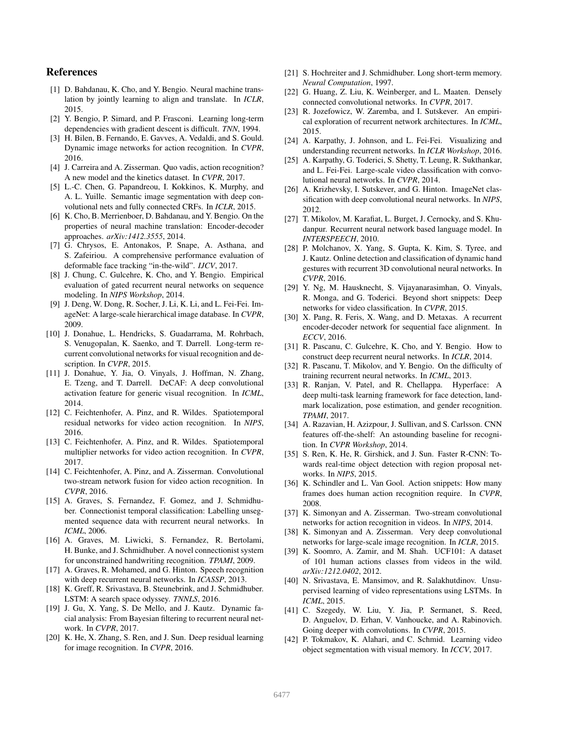## References

[1] D. Bahdanau, K. Cho, and Y. Bengio. Neural machine translation by jointly learning to align and translate. In *ICLR*, 2015.

[2] Y. Bengio, P. Simard, and P. Frasconi. Learning long-term dependencies with gradient descent is difficult. *TNN*, 1994.

[3] H. Bilen, B. Fernando, E. Gavves, A. Vedaldi, and S. Gould. Dynamic image networks for action recognition. In *CVPR*, 2016.

[4] J. Carreira and A. Zisserman. Quo vadis, action recognition? A new model and the kinetics dataset. In *CVPR*, 2017.

[5] L.-C. Chen, G. Papandreou, I. Kokkinos, K. Murphy, and A. L. Yuille. Semantic image segmentation with deep convolutional nets and fully connected CRFs. In *ICLR*, 2015.

[6] K. Cho, B. Merrienboer, D. Bahdanau, and Y. Bengio. On the properties of neural machine translation: Encoder-decoder approaches. *arXiv:1412.3555*, 2014.

[7] G. Chrysos, E. Antonakos, P. Snape, A. Asthana, and S. Zafeiriou. A comprehensive performance evaluation of deformable face tracking "in-the-wild". *IJCV*, 2017.

[8] J. Chung, C. Gulcehre, K. Cho, and Y. Bengio. Empirical evaluation of gated recurrent neural networks on sequence modeling. In *NIPS Workshop*, 2014.

[9] J. Deng, W. Dong, R. Socher, J. Li, K. Li, and L. Fei-Fei. ImageNet: A large-scale hierarchical image database. In *CVPR*, 2009.

[10] J. Donahue, L. Hendricks, S. Guadarrama, M. Rohrbach, S. Venugopalan, K. Saenko, and T. Darrell. Long-term recurrent convolutional networks for visual recognition and description. In *CVPR*, 2015.

[11] J. Donahue, Y. Jia, O. Vinyals, J. Hoffman, N. Zhang, E. Tzeng, and T. Darrell. DeCAF: A deep convolutional activation feature for generic visual recognition. In *ICML*, 2014.

[12] C. Feichtenhofer, A. Pinz, and R. Wildes. Spatiotemporal residual networks for video action recognition. In *NIPS*, 2016.

[13] C. Feichtenhofer, A. Pinz, and R. Wildes. Spatiotemporal multiplier networks for video action recognition. In *CVPR*, 2017.

[14] C. Feichtenhofer, A. Pinz, and A. Zisserman. Convolutional two-stream network fusion for video action recognition. In *CVPR*, 2016.

[15] A. Graves, S. Fernandez, F. Gomez, and J. Schmidhuber. Connectionist temporal classification: Labelling unsegmented sequence data with recurrent neural networks. In *ICML*, 2006.

[16] A. Graves, M. Liwicki, S. Fernandez, R. Bertolami, H. Bunke, and J. Schmidhuber. A novel connectionist system for unconstrained handwriting recognition. *TPAMI*, 2009.

[17] A. Graves, R. Mohamed, and G. Hinton. Speech recognition with deep recurrent neural networks. In *ICASSP*, 2013.

[18] K. Greff, R. Srivastava, B. Steunebrink, and J. Schmidhuber. LSTM: A search space odyssey. *TNNLS*, 2016.

[19] J. Gu, X. Yang, S. De Mello, and J. Kautz. Dynamic facial analysis: From Bayesian filtering to recurrent neural network. In *CVPR*, 2017.

[20] K. He, X. Zhang, S. Ren, and J. Sun. Deep residual learning for image recognition. In *CVPR*, 2016.

[21] S. Hochreiter and J. Schmidhuber. Long short-term memory. *Neural Computation*, 1997.

[22] G. Huang, Z. Liu, K. Weinberger, and L. Maaten. Densely connected convolutional networks. In *CVPR*, 2017.

[23] R. Jozefowicz, W. Zaremba, and I. Sutskever. An empirical exploration of recurrent network architectures. In *ICML*, 2015.

[24] A. Karpathy, J. Johnson, and L. Fei-Fei. Visualizing and understanding recurrent networks. In *ICLR Workshop*, 2016.

[25] A. Karpathy, G. Toderici, S. Shetty, T. Leung, R. Sukthankar, and L. Fei-Fei. Large-scale video classification with convolutional neural networks. In *CVPR*, 2014.

[26] A. Krizhevsky, I. Sutskever, and G. Hinton. ImageNet classification with deep convolutional neural networks. In *NIPS*, 2012.

[27] T. Mikolov, M. Karafiat, L. Burget, J. Cernocky, and S. Khudanpur. Recurrent neural network based language model. In *INTERSPEECH*, 2010.

[28] P. Molchanov, X. Yang, S. Gupta, K. Kim, S. Tyree, and J. Kautz. Online detection and classification of dynamic hand gestures with recurrent 3D convolutional neural networks. In *CVPR*, 2016.

[29] Y. Ng, M. Hausknecht, S. Vijayanarasimhan, O. Vinyals, R. Monga, and G. Toderici. Beyond short snippets: Deep networks for video classification. In *CVPR*, 2015.

[30] X. Pang, R. Feris, X. Wang, and D. Metaxas. A recurrent encoder-decoder network for sequential face alignment. In *ECCV*, 2016.

[31] R. Pascanu, C. Gulcehre, K. Cho, and Y. Bengio. How to construct deep recurrent neural networks. In *ICLR*, 2014.

[32] R. Pascanu, T. Mikolov, and Y. Bengio. On the difficulty of training recurrent neural networks. In *ICML*, 2013.

[33] R. Ranjan, V. Patel, and R. Chellappa. Hyperface: A deep multi-task learning framework for face detection, landmark localization, pose estimation, and gender recognition. *TPAMI*, 2017.

[34] A. Razavian, H. Azizpour, J. Sullivan, and S. Carlsson. CNN features off-the-shelf: An astounding baseline for recognition. In *CVPR Workshop*, 2014.

[35] S. Ren, K. He, R. Girshick, and J. Sun. Faster R-CNN: Towards real-time object detection with region proposal networks. In *NIPS*, 2015.

[36] K. Schindler and L. Van Gool. Action snippets: How many frames does human action recognition require. In *CVPR*, 2008.

[37] K. Simonyan and A. Zisserman. Two-stream convolutional networks for action recognition in videos. In *NIPS*, 2014.

[38] K. Simonyan and A. Zisserman. Very deep convolutional networks for large-scale image recognition. In *ICLR*, 2015.

[39] K. Soomro, A. Zamir, and M. Shah. UCF101: A dataset of 101 human actions classes from videos in the wild. *arXiv:1212.0402*, 2012.

[40] N. Srivastava, E. Mansimov, and R. Salakhutdinov. Unsupervised learning of video representations using LSTMs. In *ICML*, 2015.

[41] C. Szegedy, W. Liu, Y. Jia, P. Sermanet, S. Reed, D. Anguelov, D. Erhan, V. Vanhoucke, and A. Rabinovich. Going deeper with convolutions. In *CVPR*, 2015.

[42] P. Tokmakov, K. Alahari, and C. Schmid. Learning video object segmentation with visual memory. In *ICCV*, 2017.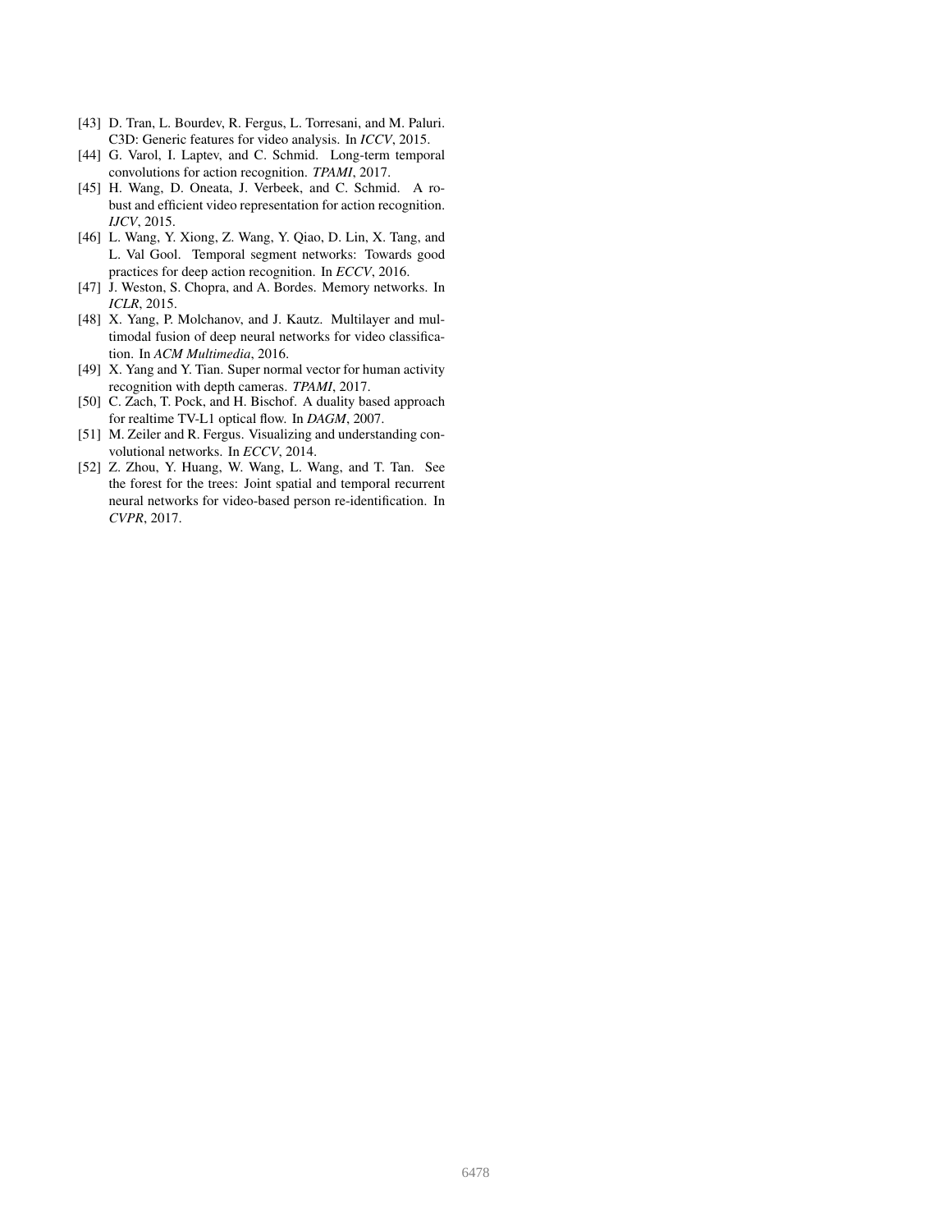[43] D. Tran, L. Bourdev, R. Fergus, L. Torresani, and M. Paluri. C3D: Generic features for video analysis. In *ICCV*, 2015.

[44] G. Varol, I. Laptev, and C. Schmid. Long-term temporal convolutions for action recognition. *TPAMI*, 2017.

[45] H. Wang, D. Oneata, J. Verbeek, and C. Schmid. A robust and efficient video representation for action recognition. *IJCV*, 2015.

[46] L. Wang, Y. Xiong, Z. Wang, Y. Qiao, D. Lin, X. Tang, and L. Val Gool. Temporal segment networks: Towards good practices for deep action recognition. In *ECCV*, 2016.

[47] J. Weston, S. Chopra, and A. Bordes. Memory networks. In *ICLR*, 2015.

[48] X. Yang, P. Molchanov, and J. Kautz. Multilayer and multimodal fusion of deep neural networks for video classification. In *ACM Multimedia*, 2016.

[49] X. Yang and Y. Tian. Super normal vector for human activity recognition with depth cameras. *TPAMI*, 2017.

[50] C. Zach, T. Pock, and H. Bischof. A duality based approach for realtime TV-L1 optical flow. In *DAGM*, 2007.

[51] M. Zeiler and R. Fergus. Visualizing and understanding convolutional networks. In *ECCV*, 2014.

[52] Z. Zhou, Y. Huang, W. Wang, L. Wang, and T. Tan. See the forest for the trees: Joint spatial and temporal recurrent neural networks for video-based person re-identification. In *CVPR*, 2017.